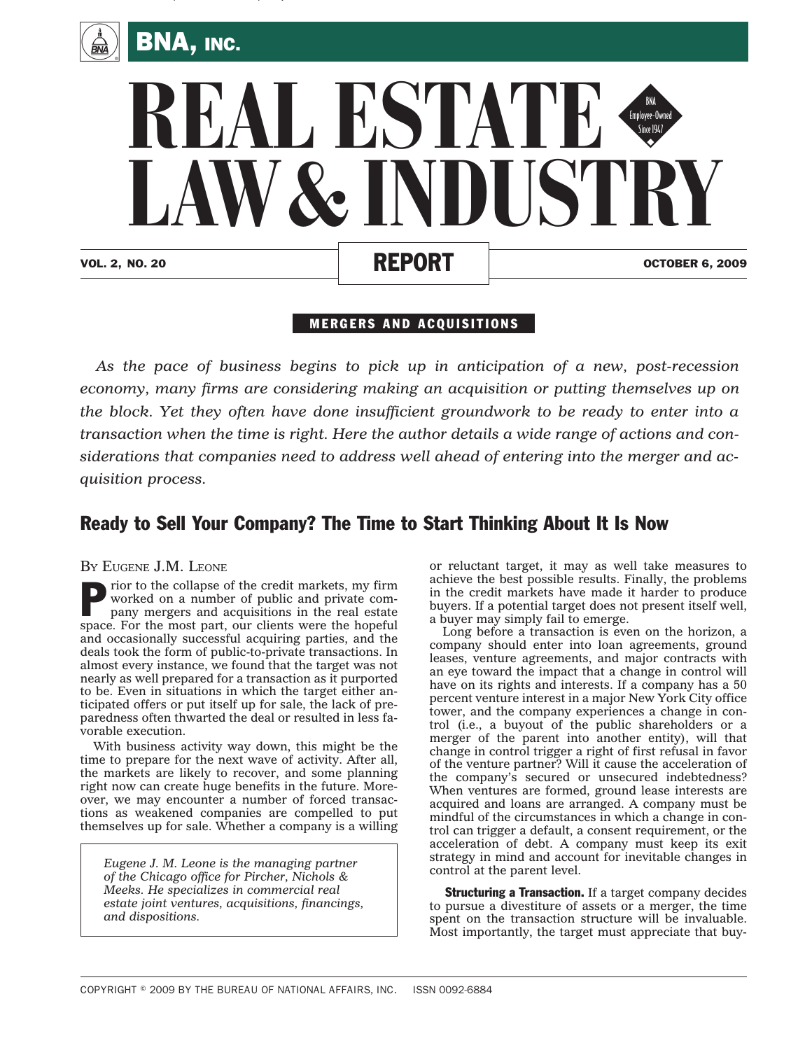# REAL ESTATE LAW & INDUSTRY REPORT

MERGERS AND ACQUISITIONS

*As the pace of business begins to pick up in anticipation of a new, post-recession economy, many firms are considering making an acquisition or putting themselves up on the block. Yet they often have done insufficient groundwork to be ready to enter into a transaction when the time is right. Here the author details a wide range of actions and considerations that companies need to address well ahead of entering into the merger and acquisition process.*

## Ready to Sell Your Company? The Time to Start Thinking About It Is Now

BY EUGENE J.M. LEONE

Prior to the collapse of the credit markets, my firm worked on a number of public and private company mergers and acquisitions in the real estate space. For the most part, our clients were the hopeful and occasionally successful acquiring parties, and the deals took the form of public-to-private transactions. In almost every instance, we found that the target was not nearly as well prepared for a transaction as it purported to be. Even in situations in which the target either anticipated offers or put itself up for sale, the lack of preparedness often thwarted the deal or resulted in less favorable execution.

With business activity way down, this might be the time to prepare for the next wave of activity. After all, the markets are likely to recover, and some planning right now can create huge benefits in the future. Moreover, we may encounter a number of forced transactions as weakened companies are compelled to put themselves up for sale. Whether a company is a willing or reluctant target, it may as well take measures to achieve the best possible results. Finally, the problems in the credit markets have made it harder to produce buyers. If a potential target does not present itself well, a buyer may simply fail to emerge.

*Eugene J. M. Leone is the managing partner of the Chicago office for Pircher, Nichols & Meeks. He specializes in commercial real estate joint ventures, acquisitions, financings, and dispositions.*

Long before a transaction is even on the horizon, a company should enter into loan agreements, ground leases, venture agreements, and major contracts with an eye toward the impact that a change in control will have on its rights and interests. If a company has a 50 percent venture interest in a major New York City office tower, and the company experiences a change in control (i.e., a buyout of the public shareholders or a merger of the parent into another entity), will that change in control trigger a right of first refusal in favor of the venture partner? Will it cause the acceleration of the company's secured or unsecured indebtedness? When ventures are formed, ground lease interests are acquired and loans are arranged. A company must be mindful of the circumstances in which a change in control can trigger a default, a consent requirement, or the acceleration of debt. A company must keep its exit strategy in mind and account for inevitable changes in control at the parent level.

**Structuring a Transaction.** If a target company decides to pursue a divestiture of assets or a merger, the time spent on the transaction structure will be invaluable. Most importantly, the target must appreciate that buy-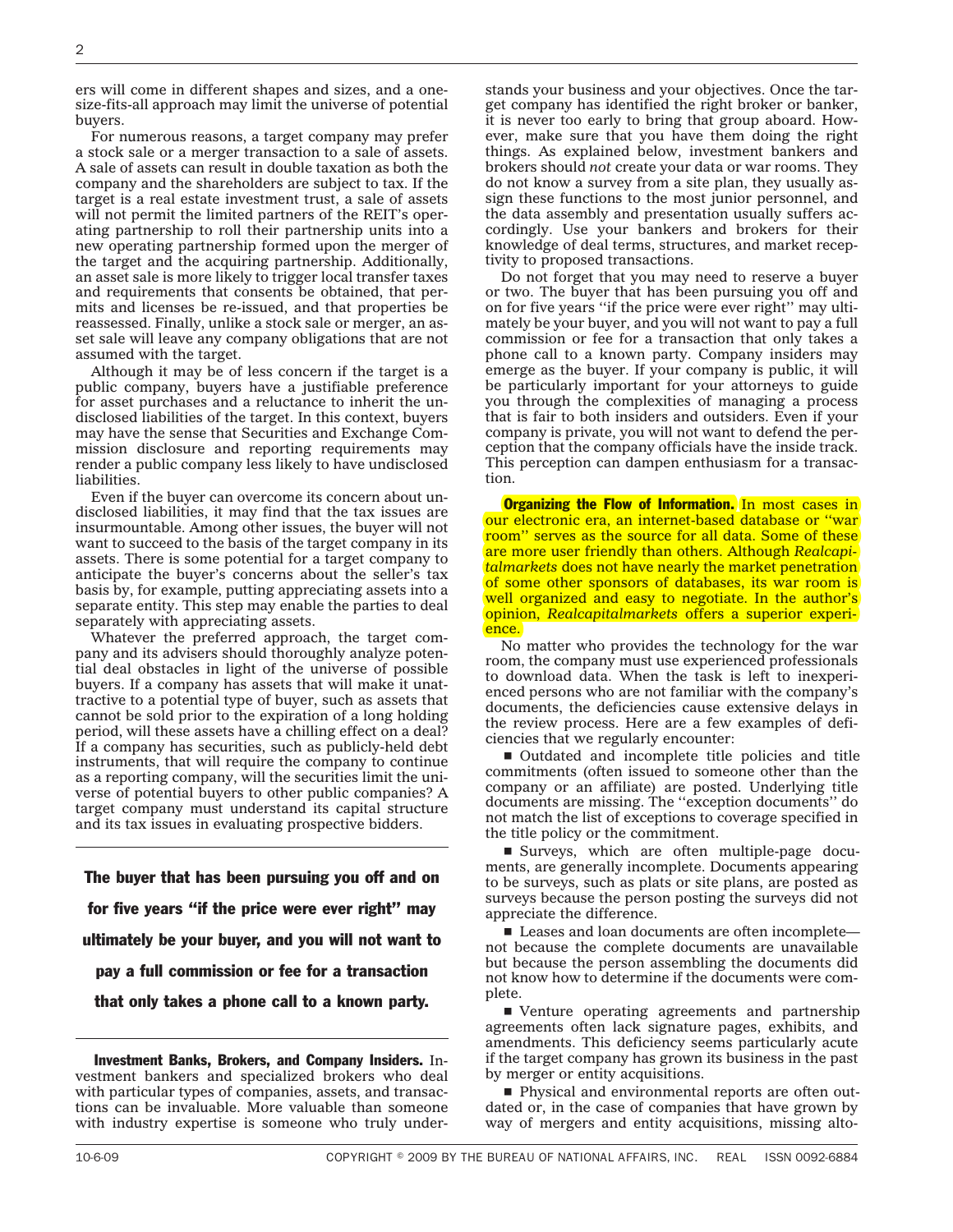ers will come in different shapes and sizes, and a one-size-fits-all approach may limit the universe of potential buyers.

For numerous reasons, a target company may prefer a stock sale or a merger transaction to a sale of assets. A sale of assets can result in double taxation as both the company and the shareholders are subject to tax. If the target is a real estate investment trust, a sale of assets will not permit the limited partners of the REIT's operating partnership to roll their partnership units into a new operating partnership formed upon the merger of the target and the acquiring partnership. Additionally, an asset sale is more likely to trigger local transfer taxes and requirements that consents be obtained, that permits and licenses be re-issued, and that properties be reassessed. Finally, unlike a stock sale or merger, an asset sale will leave any company obligations that are not assumed with the target.

Although it may be of less concern if the target is a public company, buyers have a justifiable preference for asset purchases and a reluctance to inherit the undisclosed liabilities of the target. In this context, buyers may have the sense that Securities and Exchange Commission disclosure and reporting requirements may render a public company less likely to have undisclosed liabilities.

Even if the buyer can overcome its concern about undisclosed liabilities, it may find that the tax issues are insurmountable. Among other issues, the buyer will not want to succeed to the basis of the target company in its assets. There is some potential for a target company to anticipate the buyer's concerns about the seller's tax basis by, for example, putting appreciating assets into a separate entity. This step may enable the parties to deal separately with appreciating assets.

Whatever the preferred approach, the target company and its advisers should thoroughly analyze potential deal obstacles in light of the universe of possible buyers. If a company has assets that will make it unattractive to a potential type of buyer, such as assets that cannot be sold prior to the expiration of a long holding period, will these assets have a chilling effect on a deal? If a company has securities, such as publicly-held debt instruments, that will require the company to continue as a reporting company, will the securities limit the universe of potential buyers to other public companies? A target company must understand its capital structure and its tax issues in evaluating prospective bidders.

> **The buyer that has been pursuing you off and on for five years "if the price were ever right" may ultimately be your buyer, and you will not want to pay a full commission or fee for a transaction that only takes a phone call to a known party.**

**Investment Banks, Brokers, and Company Insiders.** Investment bankers and specialized brokers who deal with particular types of companies, assets, and transactions can be invaluable. More valuable than someone with industry expertise is someone who truly understands your business and your objectives. Once the target company has identified the right broker or banker, it is never too early to bring that group aboard. However, make sure that you have them doing the right things. As explained below, investment bankers and brokers should *not* create your data or war rooms. They do not know a survey from a site plan, they usually assign these functions to the most junior personnel, and the data assembly and presentation usually suffers accordingly. Use your bankers and brokers for their knowledge of deal terms, structures, and market receptivity to proposed transactions.

Do not forget that you may need to reserve a buyer or two. The buyer that has been pursuing you off and on for five years "if the price were ever right" may ultimately be your buyer, and you will not want to pay a full commission or fee for a transaction that only takes a phone call to a known party. Company insiders may emerge as the buyer. If your company is public, it will be particularly important for your attorneys to guide you through the complexities of managing a process that is fair to both insiders and outsiders. Even if your company is private, you will not want to defend the perception that the company officials have the inside track. This perception can dampen enthusiasm for a transaction.

**Organizing the Flow of Information.** In most cases in our electronic era, an internet-based database or "war room" serves as the source for all data. Some of these are more user friendly than others. Although *Realcapitalmarkets* does not have nearly the market penetration of some other sponsors of databases, its war room is well organized and easy to negotiate. In the author's opinion, *Realcapitalmarkets* offers a superior experience.

No matter who provides the technology for the war room, the company must use experienced professionals to download data. When the task is left to inexperienced persons who are not familiar with the company's documents, the deficiencies cause extensive delays in the review process. Here are a few examples of deficiencies that we regularly encounter:

- Outdated and incomplete title policies and title commitments (often issued to someone other than the company or an affiliate) are posted. Underlying title documents are missing. The "exception documents" do not match the list of exceptions to coverage specified in the title policy or the commitment.

- Surveys, which are often multiple-page documents, are generally incomplete. Documents appearing to be surveys, such as plats or site plans, are posted as surveys because the person posting the surveys did not appreciate the difference.

- Leases and loan documents are often incomplete—not because the complete documents are unavailable but because the person assembling the documents did not know how to determine if the documents were complete.

- Venture operating agreements and partnership agreements often lack signature pages, exhibits, and amendments. This deficiency seems particularly acute if the target company has grown its business in the past by merger or entity acquisitions.

- Physical and environmental reports are often outdated or, in the case of companies that have grown by way of mergers and entity acquisitions, missing alto-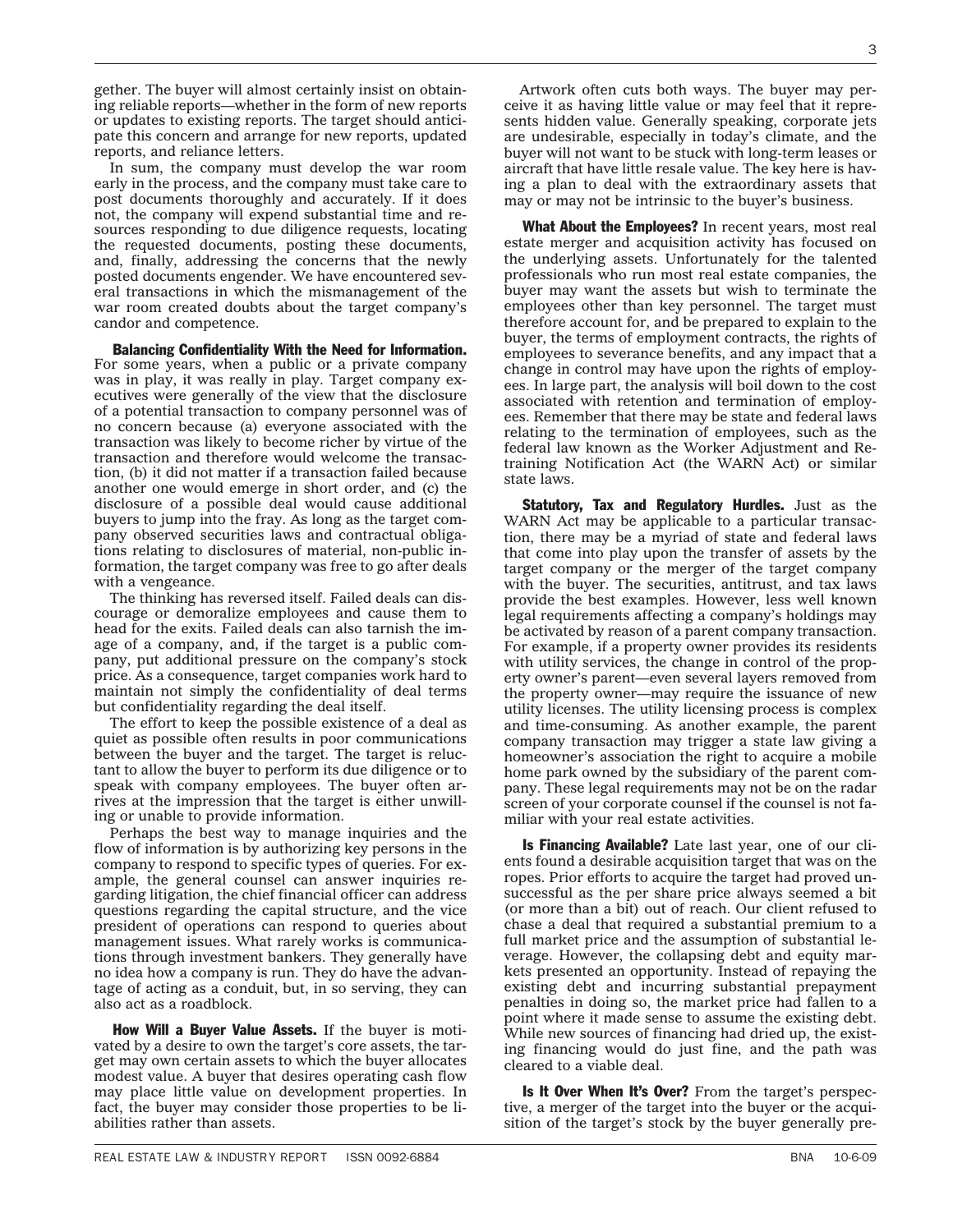gether. The buyer will almost certainly insist on obtaining reliable reports—whether in the form of new reports or updates to existing reports. The target should anticipate this concern and arrange for new reports, updated reports, and reliance letters.

In sum, the company must develop the war room early in the process, and the company must take care to post documents thoroughly and accurately. If it does not, the company will expend substantial time and resources responding to due diligence requests, locating the requested documents, posting these documents, and, finally, addressing the concerns that the newly posted documents engender. We have encountered several transactions in which the mismanagement of the war room created doubts about the target company's candor and competence.

**Balancing Confidentiality With the Need for Information.** For some years, when a public or a private company was in play, it was really in play. Target company executives were generally of the view that the disclosure of a potential transaction to company personnel was of no concern because (a) everyone associated with the transaction was likely to become richer by virtue of the transaction and therefore would welcome the transaction, (b) it did not matter if a transaction failed because another one would emerge in short order, and (c) the disclosure of a possible deal would cause additional buyers to jump into the fray. As long as the target company observed securities laws and contractual obligations relating to disclosures of material, non-public information, the target company was free to go after deals with a vengeance.

The thinking has reversed itself. Failed deals can discourage or demoralize employees and cause them to head for the exits. Failed deals can also tarnish the image of a company, and, if the target is a public company, put additional pressure on the company's stock price. As a consequence, target companies work hard to maintain not simply the confidentiality of deal terms but confidentiality regarding the deal itself.

The effort to keep the possible existence of a deal as quiet as possible often results in poor communications between the buyer and the target. The target is reluctant to allow the buyer to perform its due diligence or to speak with company employees. The buyer often arrives at the impression that the target is either unwilling or unable to provide information.

Perhaps the best way to manage inquiries and the flow of information is by authorizing key persons in the company to respond to specific types of queries. For example, the general counsel can answer inquiries regarding litigation, the chief financial officer can address questions regarding the capital structure, and the vice president of operations can respond to queries about management issues. What rarely works is communications through investment bankers. They generally have no idea how a company is run. They do have the advantage of acting as a conduit, but, in so serving, they can also act as a roadblock.

**How Will a Buyer Value Assets.** If the buyer is motivated by a desire to own the target's core assets, the target may own certain assets to which the buyer allocates modest value. A buyer that desires operating cash flow may place little value on development properties. In fact, the buyer may consider those properties to be liabilities rather than assets.

Artwork often cuts both ways. The buyer may perceive it as having little value or may feel that it represents hidden value. Generally speaking, corporate jets are undesirable, especially in today's climate, and the buyer will not want to be stuck with long-term leases or aircraft that have little resale value. The key here is having a plan to deal with the extraordinary assets that may or may not be intrinsic to the buyer's business.

**What About the Employees?** In recent years, most real estate merger and acquisition activity has focused on the underlying assets. Unfortunately for the talented professionals who run most real estate companies, the buyer may want the assets but wish to terminate the employees other than key personnel. The target must therefore account for, and be prepared to explain to the buyer, the terms of employment contracts, the rights of employees to severance benefits, and any impact that a change in control may have upon the rights of employees. In large part, the analysis will boil down to the cost associated with retention and termination of employees. Remember that there may be state and federal laws relating to the termination of employees, such as the federal law known as the Worker Adjustment and Retraining Notification Act (the WARN Act) or similar state laws.

**Statutory, Tax and Regulatory Hurdles.** Just as the WARN Act may be applicable to a particular transaction, there may be a myriad of state and federal laws that come into play upon the transfer of assets by the target company or the merger of the target company with the buyer. The securities, antitrust, and tax laws provide the best examples. However, less well known legal requirements affecting a company's holdings may be activated by reason of a parent company transaction. For example, if a property owner provides its residents with utility services, the change in control of the property owner's parent—even several layers removed from the property owner—may require the issuance of new utility licenses. The utility licensing process is complex and time-consuming. As another example, the parent company transaction may trigger a state law giving a homeowner's association the right to acquire a mobile home park owned by the subsidiary of the parent company. These legal requirements may not be on the radar screen of your corporate counsel if the counsel is not familiar with your real estate activities.

**Is Financing Available?** Late last year, one of our clients found a desirable acquisition target that was on the ropes. Prior efforts to acquire the target had proved unsuccessful as the per share price always seemed a bit (or more than a bit) out of reach. Our client refused to chase a deal that required a substantial premium to a full market price and the assumption of substantial leverage. However, the collapsing debt and equity markets presented an opportunity. Instead of repaying the existing debt and incurring substantial prepayment penalties in doing so, the market price had fallen to a point where it made sense to assume the existing debt. While new sources of financing had dried up, the existing financing would do just fine, and the path was cleared to a viable deal.

**Is It Over When It's Over?** From the target's perspective, a merger of the target into the buyer or the acquisition of the target's stock by the buyer generally pre-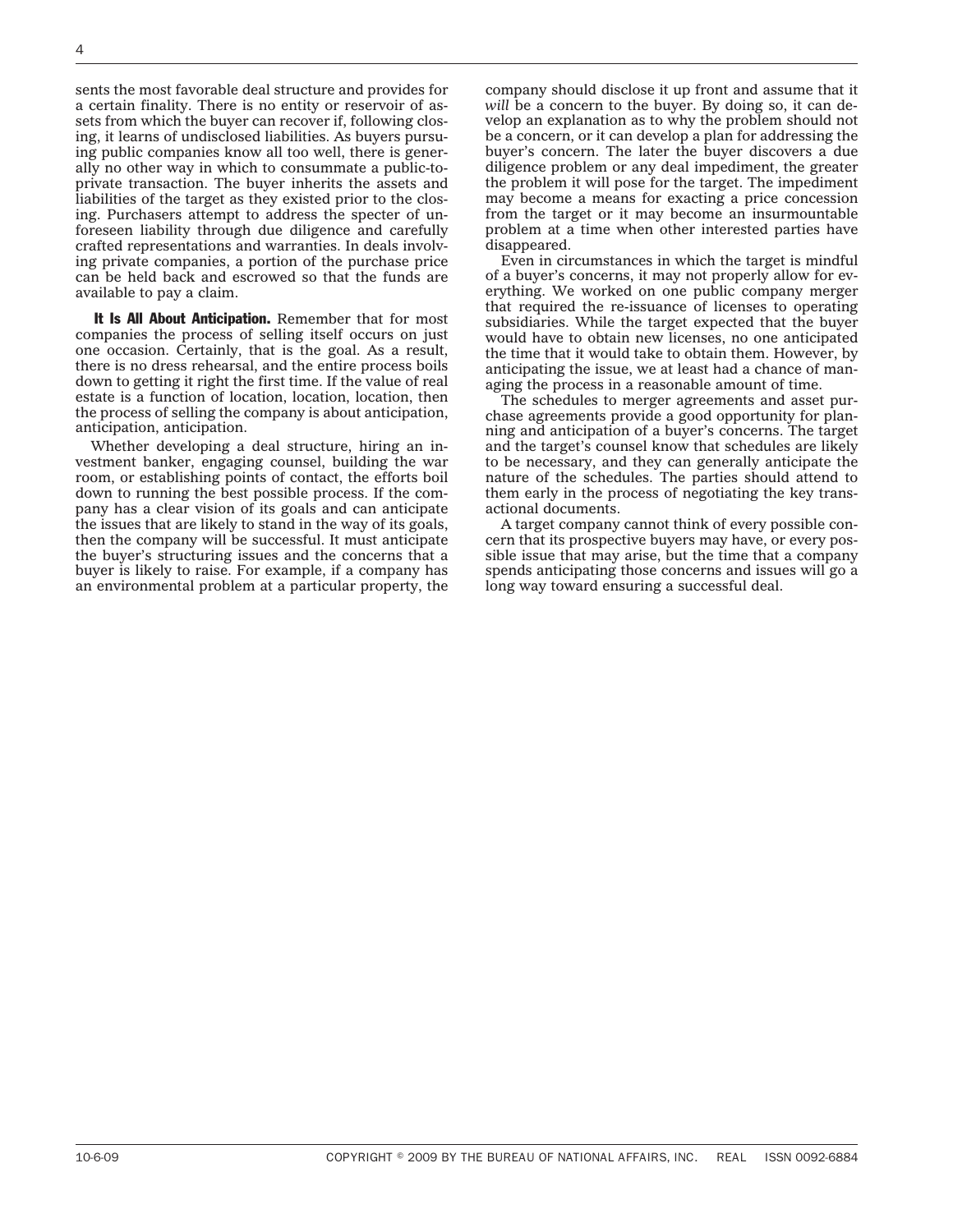sents the most favorable deal structure and provides for a certain finality. There is no entity or reservoir of assets from which the buyer can recover if, following closing, it learns of undisclosed liabilities. As buyers pursuing public companies know all too well, there is generally no other way in which to consummate a public-to-private transaction. The buyer inherits the assets and liabilities of the target as they existed prior to the closing. Purchasers attempt to address the specter of unforeseen liability through due diligence and carefully crafted representations and warranties. In deals involving private companies, a portion of the purchase price can be held back and escrowed so that the funds are available to pay a claim.

**It Is All About Anticipation.** Remember that for most companies the process of selling itself occurs on just one occasion. Certainly, that is the goal. As a result, there is no dress rehearsal, and the entire process boils down to getting it right the first time. If the value of real estate is a function of location, location, location, then the process of selling the company is about anticipation, anticipation, anticipation.

Whether developing a deal structure, hiring an investment banker, engaging counsel, building the war room, or establishing points of contact, the efforts boil down to running the best possible process. If the company has a clear vision of its goals and can anticipate the issues that are likely to stand in the way of its goals, then the company will be successful. It must anticipate the buyer's structuring issues and the concerns that a buyer is likely to raise. For example, if a company has an environmental problem at a particular property, the company should disclose it up front and assume that it *will* be a concern to the buyer. By doing so, it can develop an explanation as to why the problem should not be a concern, or it can develop a plan for addressing the buyer's concern. The later the buyer discovers a due diligence problem or any deal impediment, the greater the problem it will pose for the target. The impediment may become a means for exacting a price concession from the target or it may become an insurmountable problem at a time when other interested parties have disappeared.

Even in circumstances in which the target is mindful of a buyer's concerns, it may not properly allow for everything. We worked on one public company merger that required the re-issuance of licenses to operating subsidiaries. While the target expected that the buyer would have to obtain new licenses, no one anticipated the time that it would take to obtain them. However, by anticipating the issue, we at least had a chance of managing the process in a reasonable amount of time.

The schedules to merger agreements and asset purchase agreements provide a good opportunity for planning and anticipation of a buyer's concerns. The target and the target's counsel know that schedules are likely to be necessary, and they can generally anticipate the nature of the schedules. The parties should attend to them early in the process of negotiating the key transactional documents.

A target company cannot think of every possible concern that its prospective buyers may have, or every possible issue that may arise, but the time that a company spends anticipating those concerns and issues will go a long way toward ensuring a successful deal.